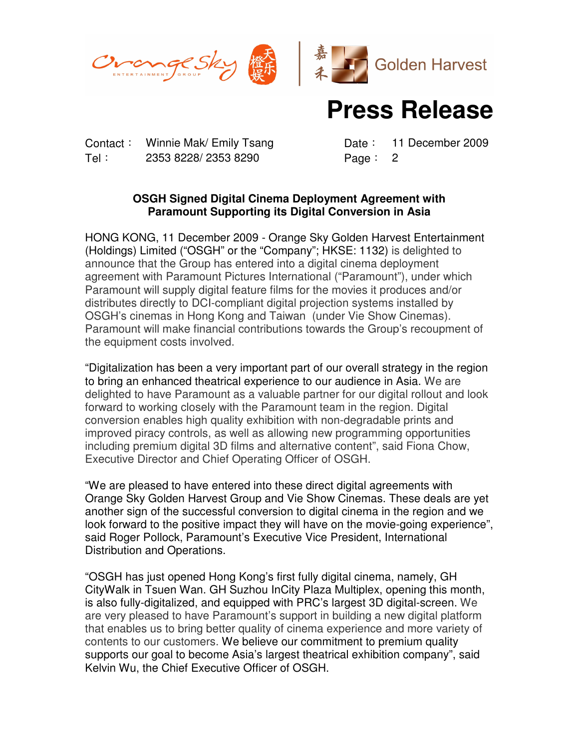Orange Sky Entertainment Group 橙天嘉禾 | 嘉禾 Golden Harvest

# Press Release

Contact： Winnie Mak/ Emily Tsang
Tel： 2353 8228/ 2353 8290

Date： 11 December 2009
Page： 2

**OSGH Signed Digital Cinema Deployment Agreement with Paramount Supporting its Digital Conversion in Asia**

HONG KONG, 11 December 2009 - Orange Sky Golden Harvest Entertainment (Holdings) Limited ("OSGH" or the "Company"; HKSE: 1132) is delighted to announce that the Group has entered into a digital cinema deployment agreement with Paramount Pictures International ("Paramount"), under which Paramount will supply digital feature films for the movies it produces and/or distributes directly to DCI-compliant digital projection systems installed by OSGH's cinemas in Hong Kong and Taiwan (under Vie Show Cinemas). Paramount will make financial contributions towards the Group's recoupment of the equipment costs involved.

"Digitalization has been a very important part of our overall strategy in the region to bring an enhanced theatrical experience to our audience in Asia. We are delighted to have Paramount as a valuable partner for our digital rollout and look forward to working closely with the Paramount team in the region. Digital conversion enables high quality exhibition with non-degradable prints and improved piracy controls, as well as allowing new programming opportunities including premium digital 3D films and alternative content", said Fiona Chow, Executive Director and Chief Operating Officer of OSGH.

"We are pleased to have entered into these direct digital agreements with Orange Sky Golden Harvest Group and Vie Show Cinemas. These deals are yet another sign of the successful conversion to digital cinema in the region and we look forward to the positive impact they will have on the movie-going experience", said Roger Pollock, Paramount's Executive Vice President, International Distribution and Operations.

"OSGH has just opened Hong Kong's first fully digital cinema, namely, GH CityWalk in Tsuen Wan. GH Suzhou InCity Plaza Multiplex, opening this month, is also fully-digitalized, and equipped with PRC's largest 3D digital-screen. We are very pleased to have Paramount's support in building a new digital platform that enables us to bring better quality of cinema experience and more variety of contents to our customers. We believe our commitment to premium quality supports our goal to become Asia's largest theatrical exhibition company", said Kelvin Wu, the Chief Executive Officer of OSGH.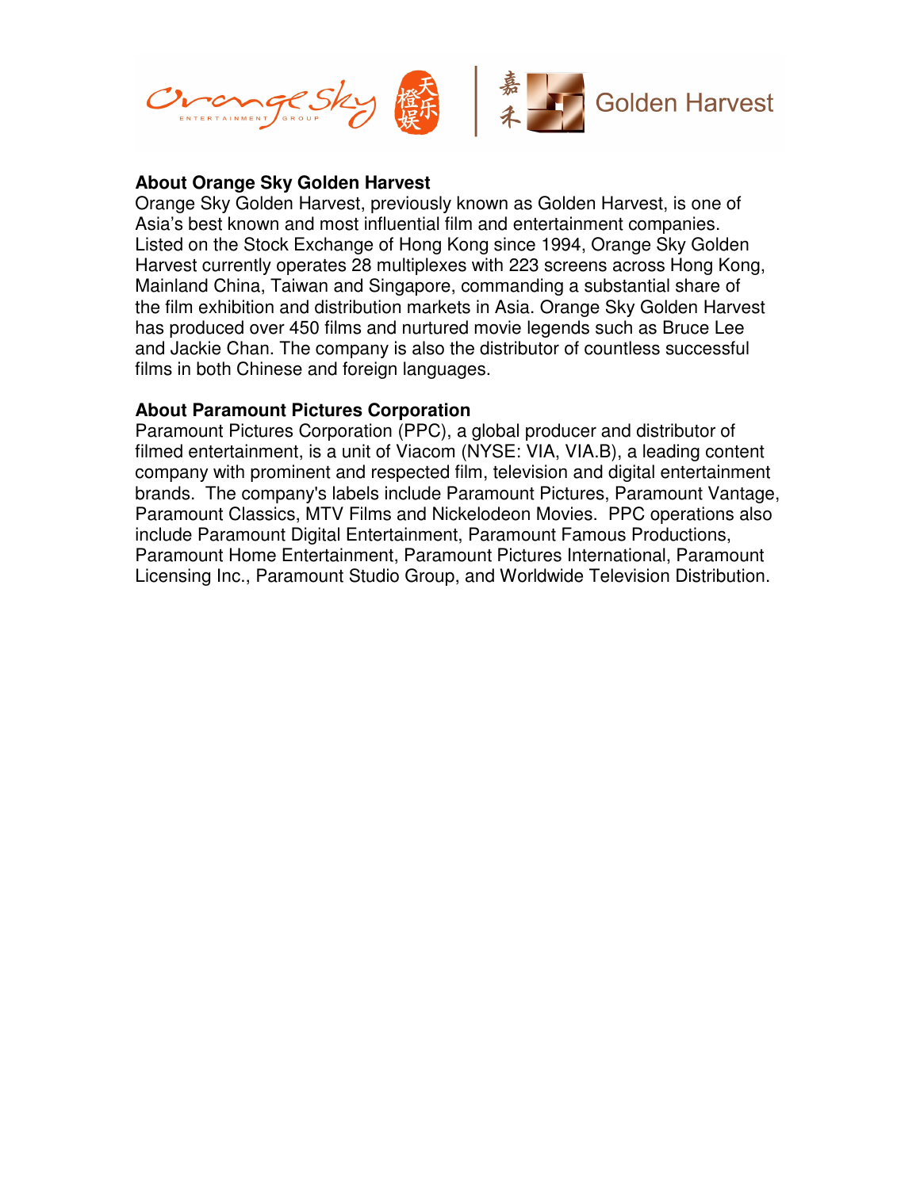## About Orange Sky Golden Harvest

Orange Sky Golden Harvest, previously known as Golden Harvest, is one of Asia's best known and most influential film and entertainment companies. Listed on the Stock Exchange of Hong Kong since 1994, Orange Sky Golden Harvest currently operates 28 multiplexes with 223 screens across Hong Kong, Mainland China, Taiwan and Singapore, commanding a substantial share of the film exhibition and distribution markets in Asia. Orange Sky Golden Harvest has produced over 450 films and nurtured movie legends such as Bruce Lee and Jackie Chan. The company is also the distributor of countless successful films in both Chinese and foreign languages.

## About Paramount Pictures Corporation

Paramount Pictures Corporation (PPC), a global producer and distributor of filmed entertainment, is a unit of Viacom (NYSE: VIA, VIA.B), a leading content company with prominent and respected film, television and digital entertainment brands. The company's labels include Paramount Pictures, Paramount Vantage, Paramount Classics, MTV Films and Nickelodeon Movies. PPC operations also include Paramount Digital Entertainment, Paramount Famous Productions, Paramount Home Entertainment, Paramount Pictures International, Paramount Licensing Inc., Paramount Studio Group, and Worldwide Television Distribution.